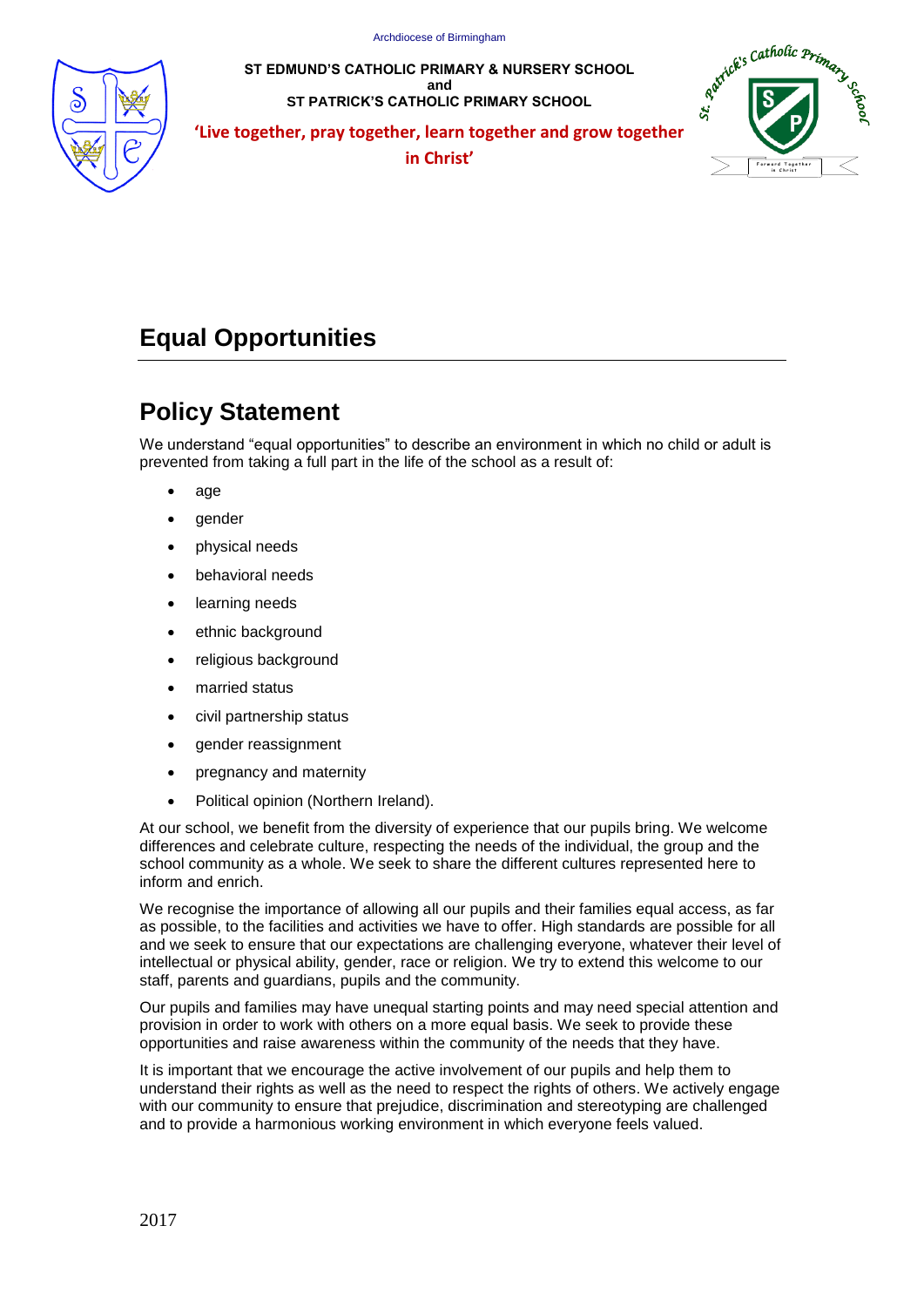Archdiocese of Birmingham

**ST EDMUND'S CATHOLIC PRIMARY & NURSERY SCHOOL**
**and**
**ST PATRICK'S CATHOLIC PRIMARY SCHOOL**

**'Live together, pray together, learn together and grow together in Christ'**

# Equal Opportunities

## Policy Statement

We understand "equal opportunities" to describe an environment in which no child or adult is prevented from taking a full part in the life of the school as a result of:

- age
- gender
- physical needs
- behavioral needs
- learning needs
- ethnic background
- religious background
- married status
- civil partnership status
- gender reassignment
- pregnancy and maternity
- Political opinion (Northern Ireland).

At our school, we benefit from the diversity of experience that our pupils bring. We welcome differences and celebrate culture, respecting the needs of the individual, the group and the school community as a whole. We seek to share the different cultures represented here to inform and enrich.

We recognise the importance of allowing all our pupils and their families equal access, as far as possible, to the facilities and activities we have to offer. High standards are possible for all and we seek to ensure that our expectations are challenging everyone, whatever their level of intellectual or physical ability, gender, race or religion. We try to extend this welcome to our staff, parents and guardians, pupils and the community.

Our pupils and families may have unequal starting points and may need special attention and provision in order to work with others on a more equal basis. We seek to provide these opportunities and raise awareness within the community of the needs that they have.

It is important that we encourage the active involvement of our pupils and help them to understand their rights as well as the need to respect the rights of others. We actively engage with our community to ensure that prejudice, discrimination and stereotyping are challenged and to provide a harmonious working environment in which everyone feels valued.

2017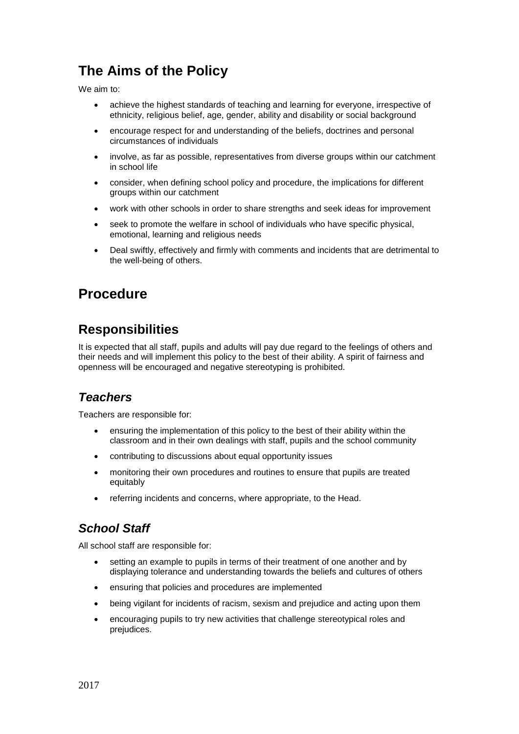## The Aims of the Policy

We aim to:

- achieve the highest standards of teaching and learning for everyone, irrespective of ethnicity, religious belief, age, gender, ability and disability or social background
- encourage respect for and understanding of the beliefs, doctrines and personal circumstances of individuals
- involve, as far as possible, representatives from diverse groups within our catchment in school life
- consider, when defining school policy and procedure, the implications for different groups within our catchment
- work with other schools in order to share strengths and seek ideas for improvement
- seek to promote the welfare in school of individuals who have specific physical, emotional, learning and religious needs
- Deal swiftly, effectively and firmly with comments and incidents that are detrimental to the well-being of others.

## Procedure

## Responsibilities

It is expected that all staff, pupils and adults will pay due regard to the feelings of others and their needs and will implement this policy to the best of their ability. A spirit of fairness and openness will be encouraged and negative stereotyping is prohibited.

### *Teachers*

Teachers are responsible for:

- ensuring the implementation of this policy to the best of their ability within the classroom and in their own dealings with staff, pupils and the school community
- contributing to discussions about equal opportunity issues
- monitoring their own procedures and routines to ensure that pupils are treated equitably
- referring incidents and concerns, where appropriate, to the Head.

### *School Staff*

All school staff are responsible for:

- setting an example to pupils in terms of their treatment of one another and by displaying tolerance and understanding towards the beliefs and cultures of others
- ensuring that policies and procedures are implemented
- being vigilant for incidents of racism, sexism and prejudice and acting upon them
- encouraging pupils to try new activities that challenge stereotypical roles and prejudices.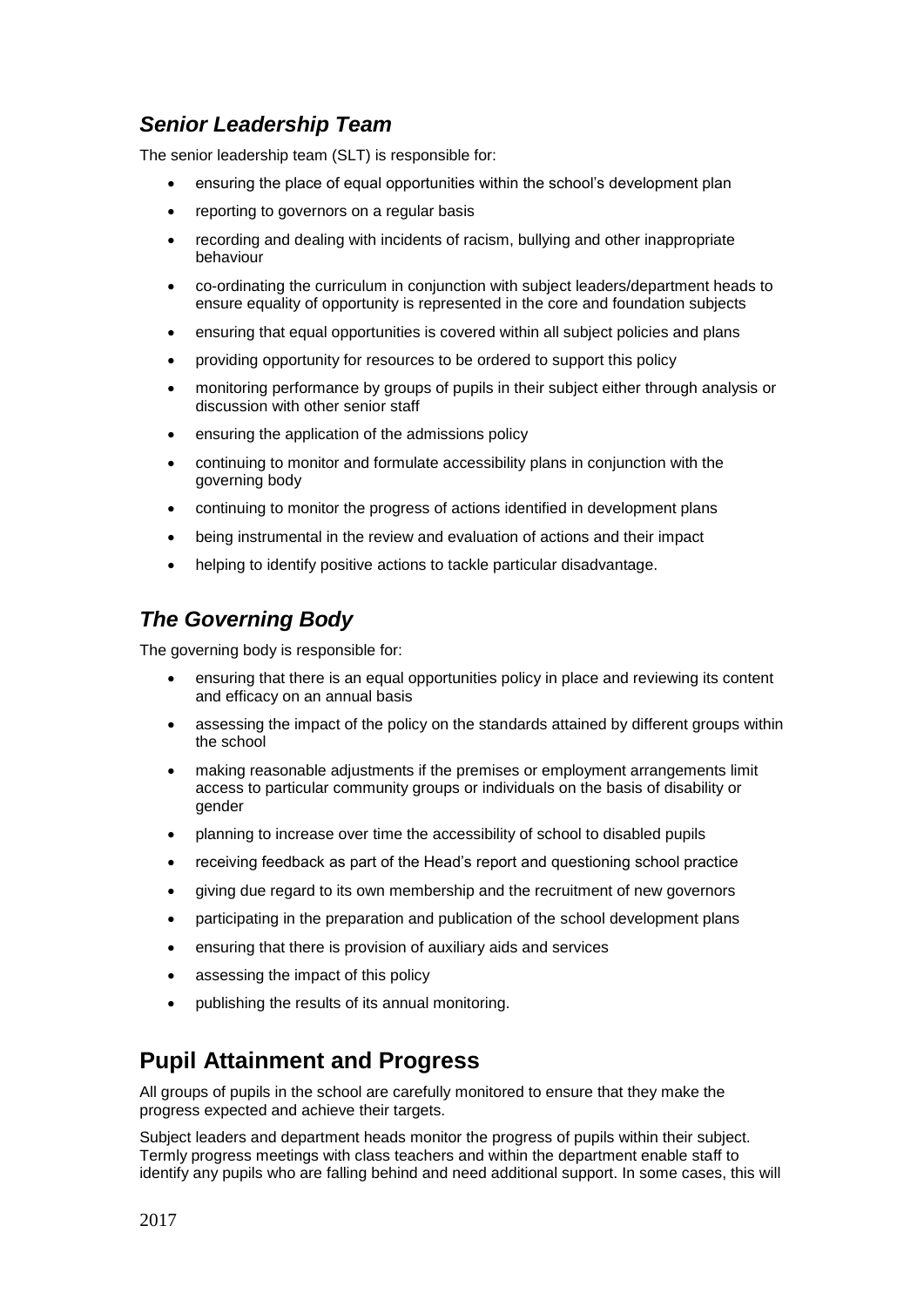### *Senior Leadership Team*

The senior leadership team (SLT) is responsible for:

- ensuring the place of equal opportunities within the school's development plan
- reporting to governors on a regular basis
- recording and dealing with incidents of racism, bullying and other inappropriate behaviour
- co-ordinating the curriculum in conjunction with subject leaders/department heads to ensure equality of opportunity is represented in the core and foundation subjects
- ensuring that equal opportunities is covered within all subject policies and plans
- providing opportunity for resources to be ordered to support this policy
- monitoring performance by groups of pupils in their subject either through analysis or discussion with other senior staff
- ensuring the application of the admissions policy
- continuing to monitor and formulate accessibility plans in conjunction with the governing body
- continuing to monitor the progress of actions identified in development plans
- being instrumental in the review and evaluation of actions and their impact
- helping to identify positive actions to tackle particular disadvantage.

### *The Governing Body*

The governing body is responsible for:

- ensuring that there is an equal opportunities policy in place and reviewing its content and efficacy on an annual basis
- assessing the impact of the policy on the standards attained by different groups within the school
- making reasonable adjustments if the premises or employment arrangements limit access to particular community groups or individuals on the basis of disability or gender
- planning to increase over time the accessibility of school to disabled pupils
- receiving feedback as part of the Head's report and questioning school practice
- giving due regard to its own membership and the recruitment of new governors
- participating in the preparation and publication of the school development plans
- ensuring that there is provision of auxiliary aids and services
- assessing the impact of this policy
- publishing the results of its annual monitoring.

## Pupil Attainment and Progress

All groups of pupils in the school are carefully monitored to ensure that they make the progress expected and achieve their targets.

Subject leaders and department heads monitor the progress of pupils within their subject. Termly progress meetings with class teachers and within the department enable staff to identify any pupils who are falling behind and need additional support. In some cases, this will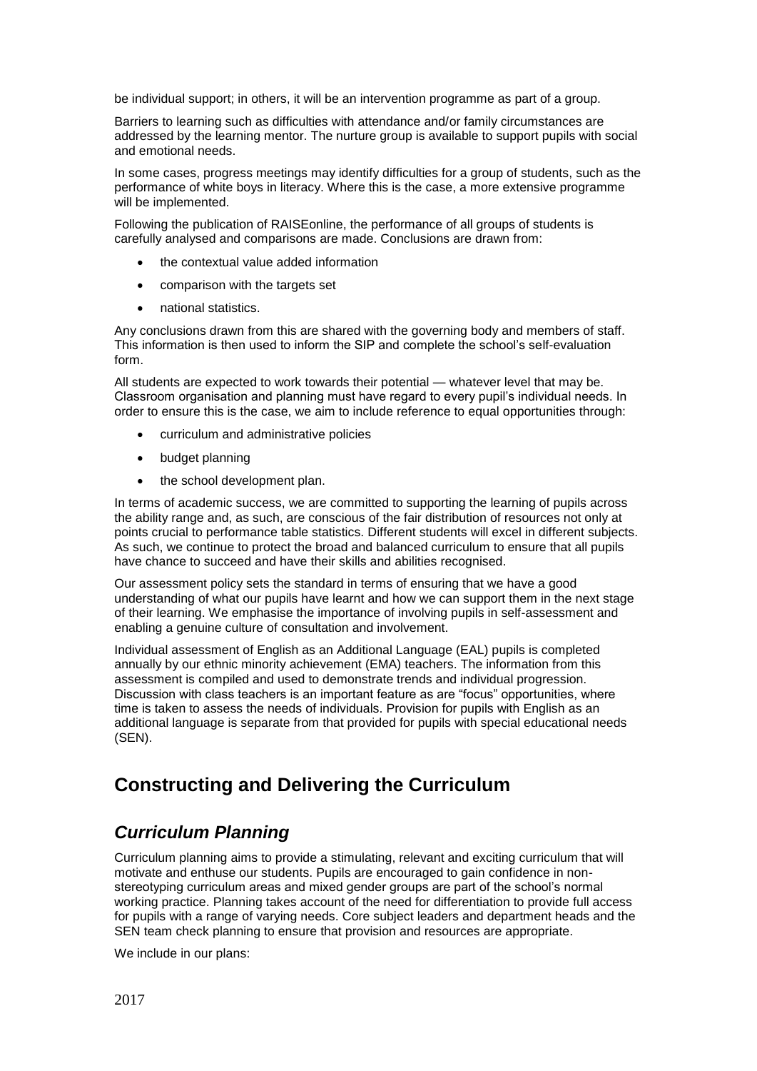be individual support; in others, it will be an intervention programme as part of a group.

Barriers to learning such as difficulties with attendance and/or family circumstances are addressed by the learning mentor. The nurture group is available to support pupils with social and emotional needs.

In some cases, progress meetings may identify difficulties for a group of students, such as the performance of white boys in literacy. Where this is the case, a more extensive programme will be implemented.

Following the publication of RAISEonline, the performance of all groups of students is carefully analysed and comparisons are made. Conclusions are drawn from:

- the contextual value added information
- comparison with the targets set
- national statistics.

Any conclusions drawn from this are shared with the governing body and members of staff. This information is then used to inform the SIP and complete the school's self-evaluation form.

All students are expected to work towards their potential — whatever level that may be. Classroom organisation and planning must have regard to every pupil's individual needs. In order to ensure this is the case, we aim to include reference to equal opportunities through:

- curriculum and administrative policies
- budget planning
- the school development plan.

In terms of academic success, we are committed to supporting the learning of pupils across the ability range and, as such, are conscious of the fair distribution of resources not only at points crucial to performance table statistics. Different students will excel in different subjects. As such, we continue to protect the broad and balanced curriculum to ensure that all pupils have chance to succeed and have their skills and abilities recognised.

Our assessment policy sets the standard in terms of ensuring that we have a good understanding of what our pupils have learnt and how we can support them in the next stage of their learning. We emphasise the importance of involving pupils in self-assessment and enabling a genuine culture of consultation and involvement.

Individual assessment of English as an Additional Language (EAL) pupils is completed annually by our ethnic minority achievement (EMA) teachers. The information from this assessment is compiled and used to demonstrate trends and individual progression. Discussion with class teachers is an important feature as are "focus" opportunities, where time is taken to assess the needs of individuals. Provision for pupils with English as an additional language is separate from that provided for pupils with special educational needs (SEN).

## Constructing and Delivering the Curriculum

### *Curriculum Planning*

Curriculum planning aims to provide a stimulating, relevant and exciting curriculum that will motivate and enthuse our students. Pupils are encouraged to gain confidence in non-stereotyping curriculum areas and mixed gender groups are part of the school's normal working practice. Planning takes account of the need for differentiation to provide full access for pupils with a range of varying needs. Core subject leaders and department heads and the SEN team check planning to ensure that provision and resources are appropriate.

We include in our plans: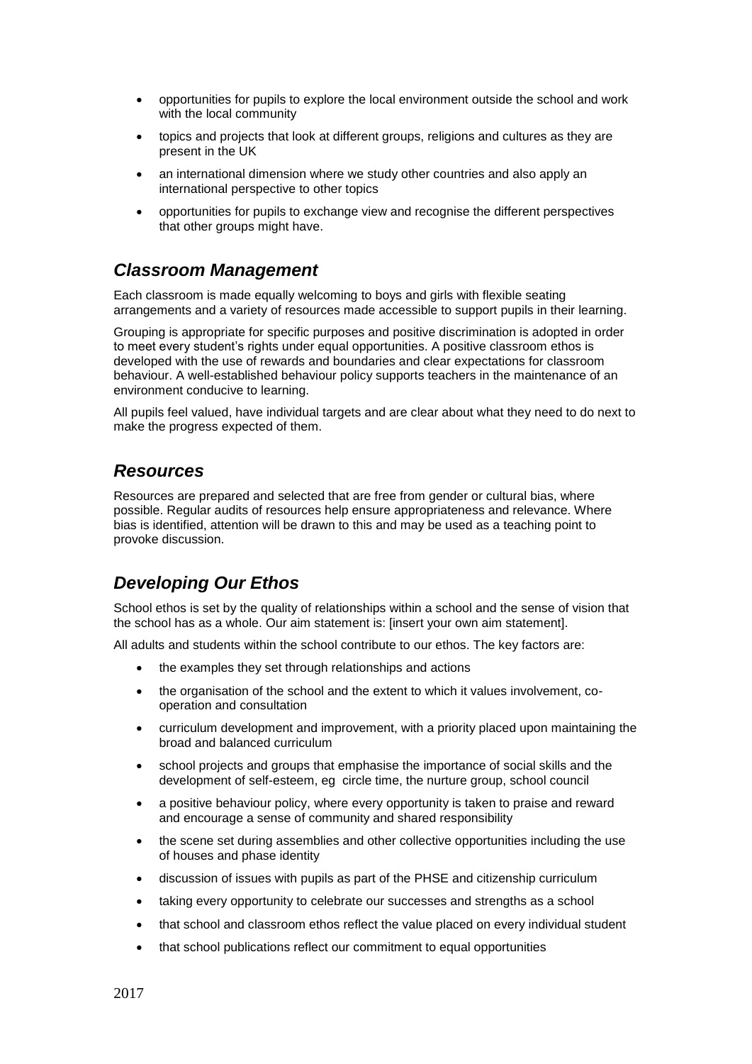- opportunities for pupils to explore the local environment outside the school and work with the local community
- topics and projects that look at different groups, religions and cultures as they are present in the UK
- an international dimension where we study other countries and also apply an international perspective to other topics
- opportunities for pupils to exchange view and recognise the different perspectives that other groups might have.

## *Classroom Management*

Each classroom is made equally welcoming to boys and girls with flexible seating arrangements and a variety of resources made accessible to support pupils in their learning.

Grouping is appropriate for specific purposes and positive discrimination is adopted in order to meet every student's rights under equal opportunities. A positive classroom ethos is developed with the use of rewards and boundaries and clear expectations for classroom behaviour. A well-established behaviour policy supports teachers in the maintenance of an environment conducive to learning.

All pupils feel valued, have individual targets and are clear about what they need to do next to make the progress expected of them.

## *Resources*

Resources are prepared and selected that are free from gender or cultural bias, where possible. Regular audits of resources help ensure appropriateness and relevance. Where bias is identified, attention will be drawn to this and may be used as a teaching point to provoke discussion.

## *Developing Our Ethos*

School ethos is set by the quality of relationships within a school and the sense of vision that the school has as a whole. Our aim statement is: [insert your own aim statement].

All adults and students within the school contribute to our ethos. The key factors are:

- the examples they set through relationships and actions
- the organisation of the school and the extent to which it values involvement, co-operation and consultation
- curriculum development and improvement, with a priority placed upon maintaining the broad and balanced curriculum
- school projects and groups that emphasise the importance of social skills and the development of self-esteem, eg circle time, the nurture group, school council
- a positive behaviour policy, where every opportunity is taken to praise and reward and encourage a sense of community and shared responsibility
- the scene set during assemblies and other collective opportunities including the use of houses and phase identity
- discussion of issues with pupils as part of the PHSE and citizenship curriculum
- taking every opportunity to celebrate our successes and strengths as a school
- that school and classroom ethos reflect the value placed on every individual student
- that school publications reflect our commitment to equal opportunities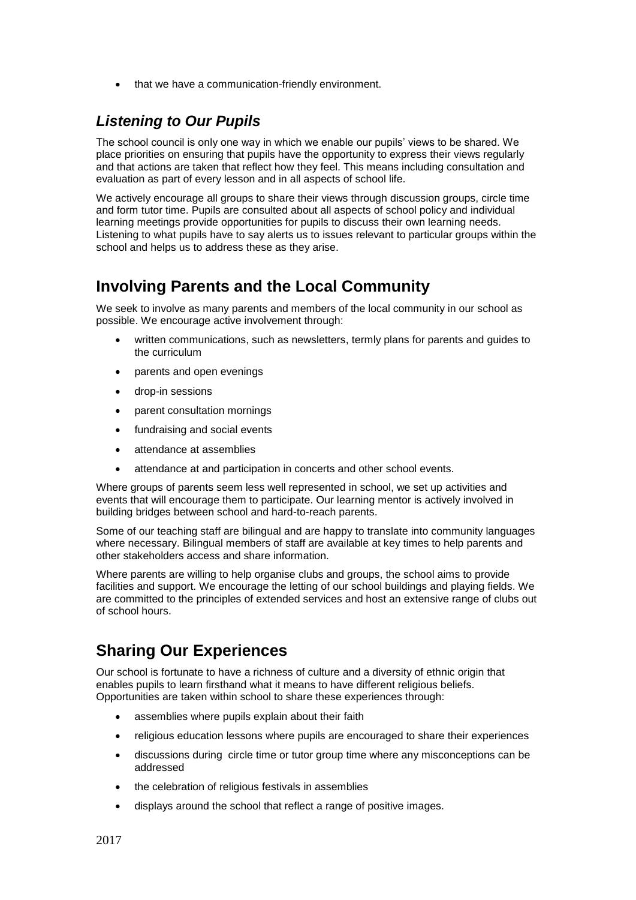- that we have a communication-friendly environment.

### *Listening to Our Pupils*

The school council is only one way in which we enable our pupils' views to be shared. We place priorities on ensuring that pupils have the opportunity to express their views regularly and that actions are taken that reflect how they feel. This means including consultation and evaluation as part of every lesson and in all aspects of school life.

We actively encourage all groups to share their views through discussion groups, circle time and form tutor time. Pupils are consulted about all aspects of school policy and individual learning meetings provide opportunities for pupils to discuss their own learning needs. Listening to what pupils have to say alerts us to issues relevant to particular groups within the school and helps us to address these as they arise.

## Involving Parents and the Local Community

We seek to involve as many parents and members of the local community in our school as possible. We encourage active involvement through:

- written communications, such as newsletters, termly plans for parents and guides to the curriculum
- parents and open evenings
- drop-in sessions
- parent consultation mornings
- fundraising and social events
- attendance at assemblies
- attendance at and participation in concerts and other school events.

Where groups of parents seem less well represented in school, we set up activities and events that will encourage them to participate. Our learning mentor is actively involved in building bridges between school and hard-to-reach parents.

Some of our teaching staff are bilingual and are happy to translate into community languages where necessary. Bilingual members of staff are available at key times to help parents and other stakeholders access and share information.

Where parents are willing to help organise clubs and groups, the school aims to provide facilities and support. We encourage the letting of our school buildings and playing fields. We are committed to the principles of extended services and host an extensive range of clubs out of school hours.

## Sharing Our Experiences

Our school is fortunate to have a richness of culture and a diversity of ethnic origin that enables pupils to learn firsthand what it means to have different religious beliefs. Opportunities are taken within school to share these experiences through:

- assemblies where pupils explain about their faith
- religious education lessons where pupils are encouraged to share their experiences
- discussions during circle time or tutor group time where any misconceptions can be addressed
- the celebration of religious festivals in assemblies
- displays around the school that reflect a range of positive images.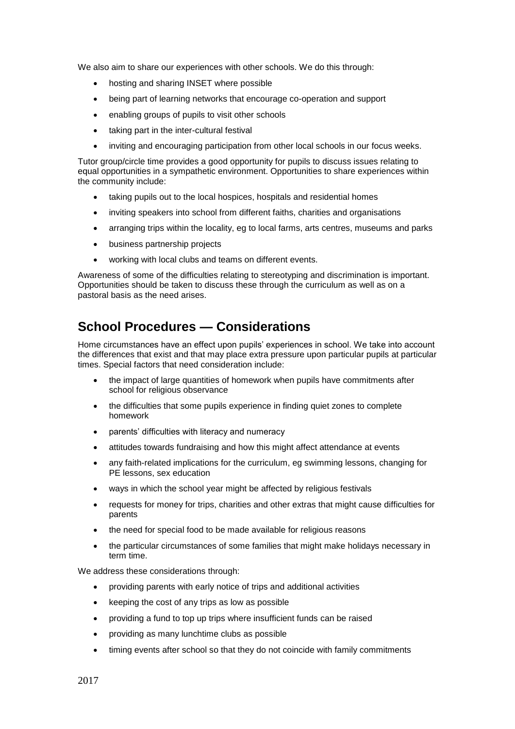We also aim to share our experiences with other schools. We do this through:

- hosting and sharing INSET where possible
- being part of learning networks that encourage co-operation and support
- enabling groups of pupils to visit other schools
- taking part in the inter-cultural festival
- inviting and encouraging participation from other local schools in our focus weeks.

Tutor group/circle time provides a good opportunity for pupils to discuss issues relating to equal opportunities in a sympathetic environment. Opportunities to share experiences within the community include:

- taking pupils out to the local hospices, hospitals and residential homes
- inviting speakers into school from different faiths, charities and organisations
- arranging trips within the locality, eg to local farms, arts centres, museums and parks
- business partnership projects
- working with local clubs and teams on different events.

Awareness of some of the difficulties relating to stereotyping and discrimination is important. Opportunities should be taken to discuss these through the curriculum as well as on a pastoral basis as the need arises.

## School Procedures — Considerations

Home circumstances have an effect upon pupils' experiences in school. We take into account the differences that exist and that may place extra pressure upon particular pupils at particular times. Special factors that need consideration include:

- the impact of large quantities of homework when pupils have commitments after school for religious observance
- the difficulties that some pupils experience in finding quiet zones to complete homework
- parents' difficulties with literacy and numeracy
- attitudes towards fundraising and how this might affect attendance at events
- any faith-related implications for the curriculum, eg swimming lessons, changing for PE lessons, sex education
- ways in which the school year might be affected by religious festivals
- requests for money for trips, charities and other extras that might cause difficulties for parents
- the need for special food to be made available for religious reasons
- the particular circumstances of some families that might make holidays necessary in term time.

We address these considerations through:

- providing parents with early notice of trips and additional activities
- keeping the cost of any trips as low as possible
- providing a fund to top up trips where insufficient funds can be raised
- providing as many lunchtime clubs as possible
- timing events after school so that they do not coincide with family commitments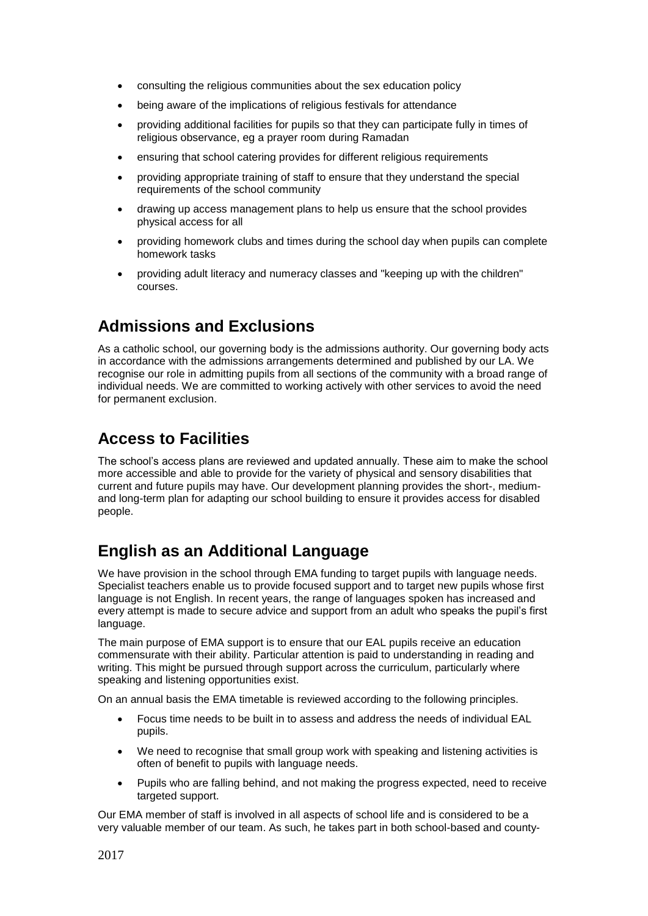- consulting the religious communities about the sex education policy
- being aware of the implications of religious festivals for attendance
- providing additional facilities for pupils so that they can participate fully in times of religious observance, eg a prayer room during Ramadan
- ensuring that school catering provides for different religious requirements
- providing appropriate training of staff to ensure that they understand the special requirements of the school community
- drawing up access management plans to help us ensure that the school provides physical access for all
- providing homework clubs and times during the school day when pupils can complete homework tasks
- providing adult literacy and numeracy classes and "keeping up with the children" courses.

## Admissions and Exclusions

As a catholic school, our governing body is the admissions authority. Our governing body acts in accordance with the admissions arrangements determined and published by our LA. We recognise our role in admitting pupils from all sections of the community with a broad range of individual needs. We are committed to working actively with other services to avoid the need for permanent exclusion.

## Access to Facilities

The school's access plans are reviewed and updated annually. These aim to make the school more accessible and able to provide for the variety of physical and sensory disabilities that current and future pupils may have. Our development planning provides the short-, medium- and long-term plan for adapting our school building to ensure it provides access for disabled people.

## English as an Additional Language

We have provision in the school through EMA funding to target pupils with language needs. Specialist teachers enable us to provide focused support and to target new pupils whose first language is not English. In recent years, the range of languages spoken has increased and every attempt is made to secure advice and support from an adult who speaks the pupil's first language.

The main purpose of EMA support is to ensure that our EAL pupils receive an education commensurate with their ability. Particular attention is paid to understanding in reading and writing. This might be pursued through support across the curriculum, particularly where speaking and listening opportunities exist.

On an annual basis the EMA timetable is reviewed according to the following principles.

- Focus time needs to be built in to assess and address the needs of individual EAL pupils.
- We need to recognise that small group work with speaking and listening activities is often of benefit to pupils with language needs.
- Pupils who are falling behind, and not making the progress expected, need to receive targeted support.

Our EMA member of staff is involved in all aspects of school life and is considered to be a very valuable member of our team. As such, he takes part in both school-based and county-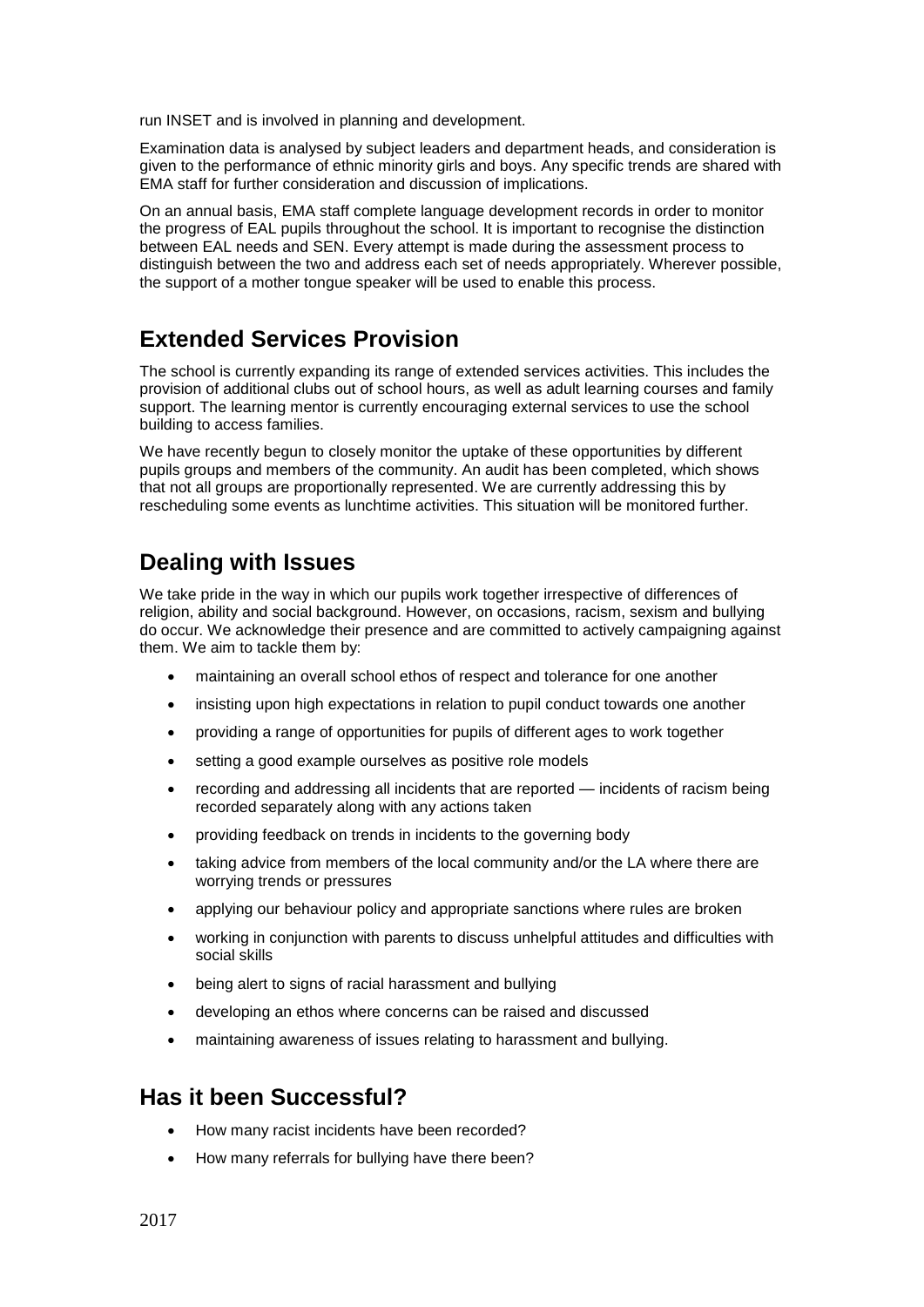run INSET and is involved in planning and development.

Examination data is analysed by subject leaders and department heads, and consideration is given to the performance of ethnic minority girls and boys. Any specific trends are shared with EMA staff for further consideration and discussion of implications.

On an annual basis, EMA staff complete language development records in order to monitor the progress of EAL pupils throughout the school. It is important to recognise the distinction between EAL needs and SEN. Every attempt is made during the assessment process to distinguish between the two and address each set of needs appropriately. Wherever possible, the support of a mother tongue speaker will be used to enable this process.

## Extended Services Provision

The school is currently expanding its range of extended services activities. This includes the provision of additional clubs out of school hours, as well as adult learning courses and family support. The learning mentor is currently encouraging external services to use the school building to access families.

We have recently begun to closely monitor the uptake of these opportunities by different pupils groups and members of the community. An audit has been completed, which shows that not all groups are proportionally represented. We are currently addressing this by rescheduling some events as lunchtime activities. This situation will be monitored further.

## Dealing with Issues

We take pride in the way in which our pupils work together irrespective of differences of religion, ability and social background. However, on occasions, racism, sexism and bullying do occur. We acknowledge their presence and are committed to actively campaigning against them. We aim to tackle them by:

- maintaining an overall school ethos of respect and tolerance for one another
- insisting upon high expectations in relation to pupil conduct towards one another
- providing a range of opportunities for pupils of different ages to work together
- setting a good example ourselves as positive role models
- recording and addressing all incidents that are reported — incidents of racism being recorded separately along with any actions taken
- providing feedback on trends in incidents to the governing body
- taking advice from members of the local community and/or the LA where there are worrying trends or pressures
- applying our behaviour policy and appropriate sanctions where rules are broken
- working in conjunction with parents to discuss unhelpful attitudes and difficulties with social skills
- being alert to signs of racial harassment and bullying
- developing an ethos where concerns can be raised and discussed
- maintaining awareness of issues relating to harassment and bullying.

## Has it been Successful?

- How many racist incidents have been recorded?
- How many referrals for bullying have there been?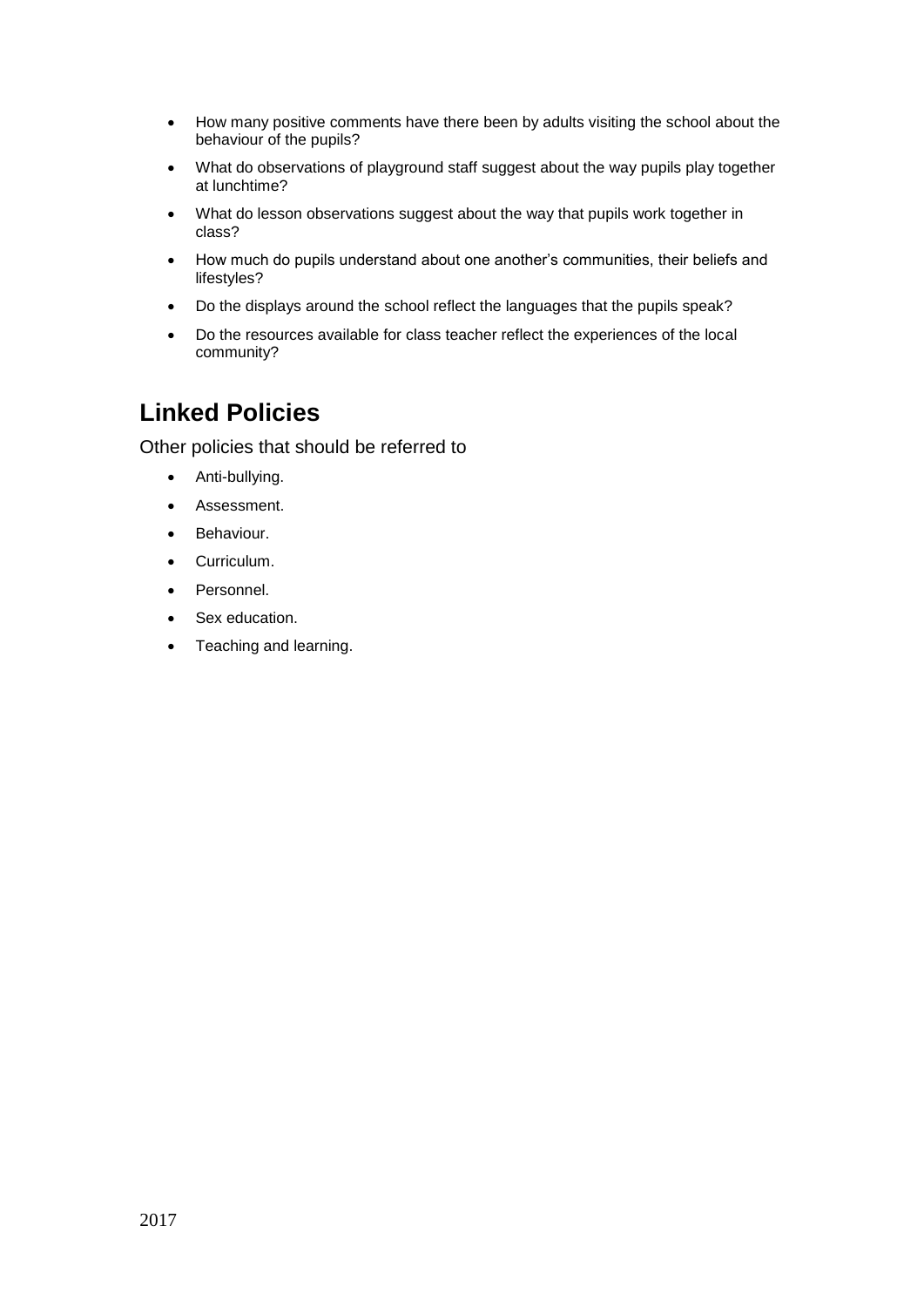- How many positive comments have there been by adults visiting the school about the behaviour of the pupils?
- What do observations of playground staff suggest about the way pupils play together at lunchtime?
- What do lesson observations suggest about the way that pupils work together in class?
- How much do pupils understand about one another's communities, their beliefs and lifestyles?
- Do the displays around the school reflect the languages that the pupils speak?
- Do the resources available for class teacher reflect the experiences of the local community?

## Linked Policies

Other policies that should be referred to

- Anti-bullying.
- Assessment.
- Behaviour.
- Curriculum.
- Personnel.
- Sex education.
- Teaching and learning.

2017